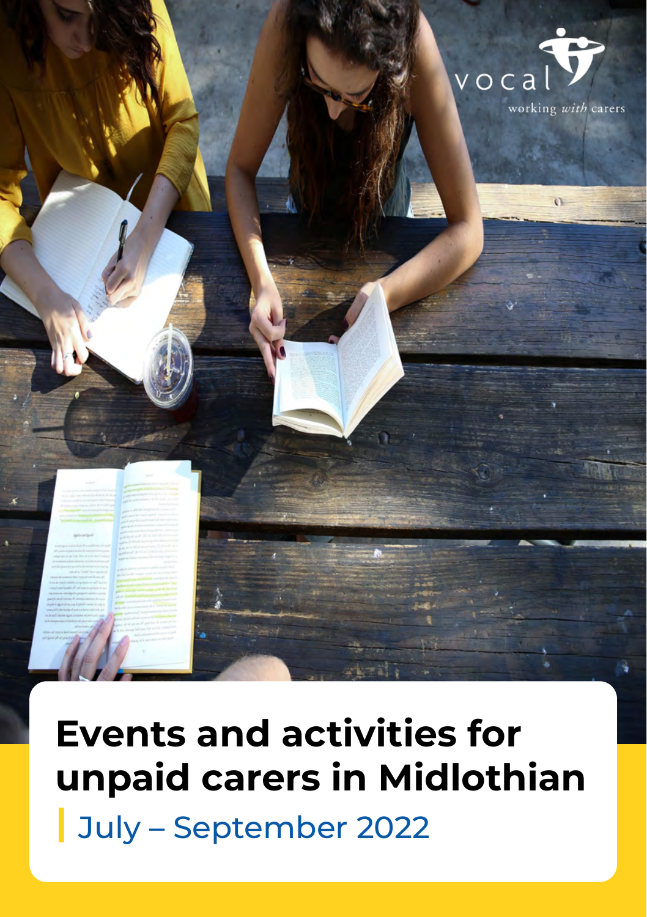vocal

working *with* carers

# Events and activities for unpaid carers in Midlothian

July – September 2022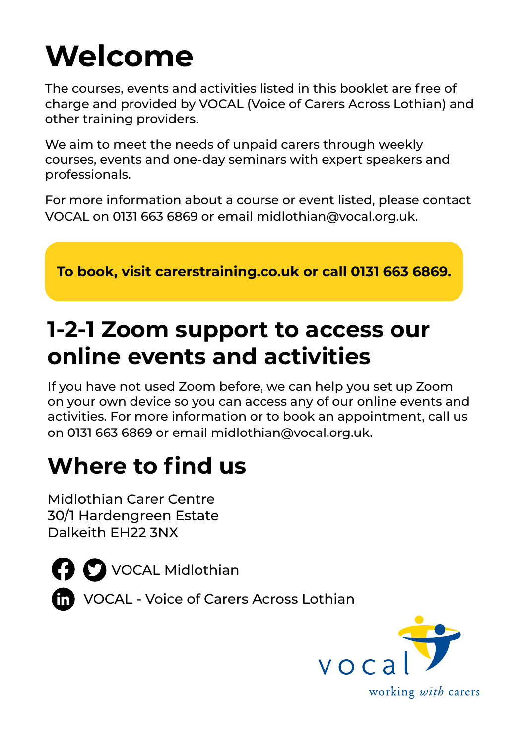# Welcome

The courses, events and activities listed in this booklet are free of charge and provided by VOCAL (Voice of Carers Across Lothian) and other training providers.

We aim to meet the needs of unpaid carers through weekly courses, events and one-day seminars with expert speakers and professionals.

For more information about a course or event listed, please contact VOCAL on 0131 663 6869 or email midlothian@vocal.org.uk.

**To book, visit carerstraining.co.uk or call 0131 663 6869.**

## 1-2-1 Zoom support to access our online events and activities

If you have not used Zoom before, we can help you set up Zoom on your own device so you can access any of our online events and activities. For more information or to book an appointment, call us on 0131 663 6869 or email midlothian@vocal.org.uk.

## Where to find us

Midlothian Carer Centre
30/1 Hardengreen Estate
Dalkeith EH22 3NX

VOCAL Midlothian

VOCAL - Voice of Carers Across Lothian

vocal
working *with* carers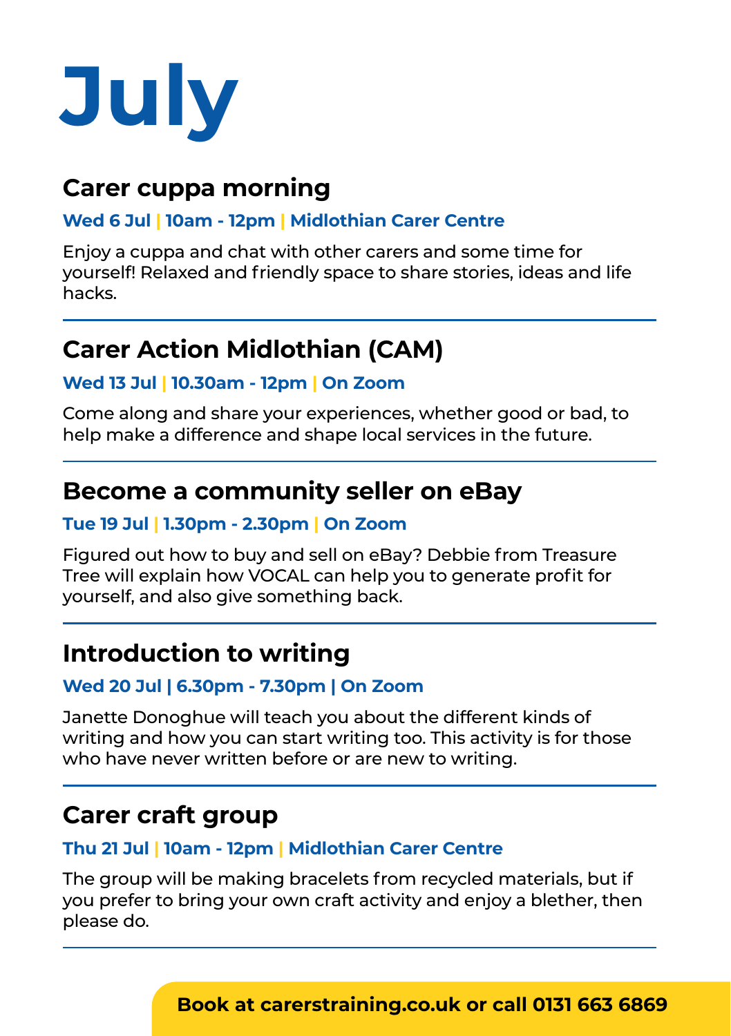# July

## Carer cuppa morning

**Wed 6 Jul | 10am - 12pm | Midlothian Carer Centre**

Enjoy a cuppa and chat with other carers and some time for yourself! Relaxed and friendly space to share stories, ideas and life hacks.

---

## Carer Action Midlothian (CAM)

**Wed 13 Jul | 10.30am - 12pm | On Zoom**

Come along and share your experiences, whether good or bad, to help make a difference and shape local services in the future.

---

## Become a community seller on eBay

**Tue 19 Jul | 1.30pm - 2.30pm | On Zoom**

Figured out how to buy and sell on eBay? Debbie from Treasure Tree will explain how VOCAL can help you to generate profit for yourself, and also give something back.

---

## Introduction to writing

**Wed 20 Jul | 6.30pm - 7.30pm | On Zoom**

Janette Donoghue will teach you about the different kinds of writing and how you can start writing too. This activity is for those who have never written before or are new to writing.

---

## Carer craft group

**Thu 21 Jul | 10am - 12pm | Midlothian Carer Centre**

The group will be making bracelets from recycled materials, but if you prefer to bring your own craft activity and enjoy a blether, then please do.

---

**Book at carerstraining.co.uk or call 0131 663 6869**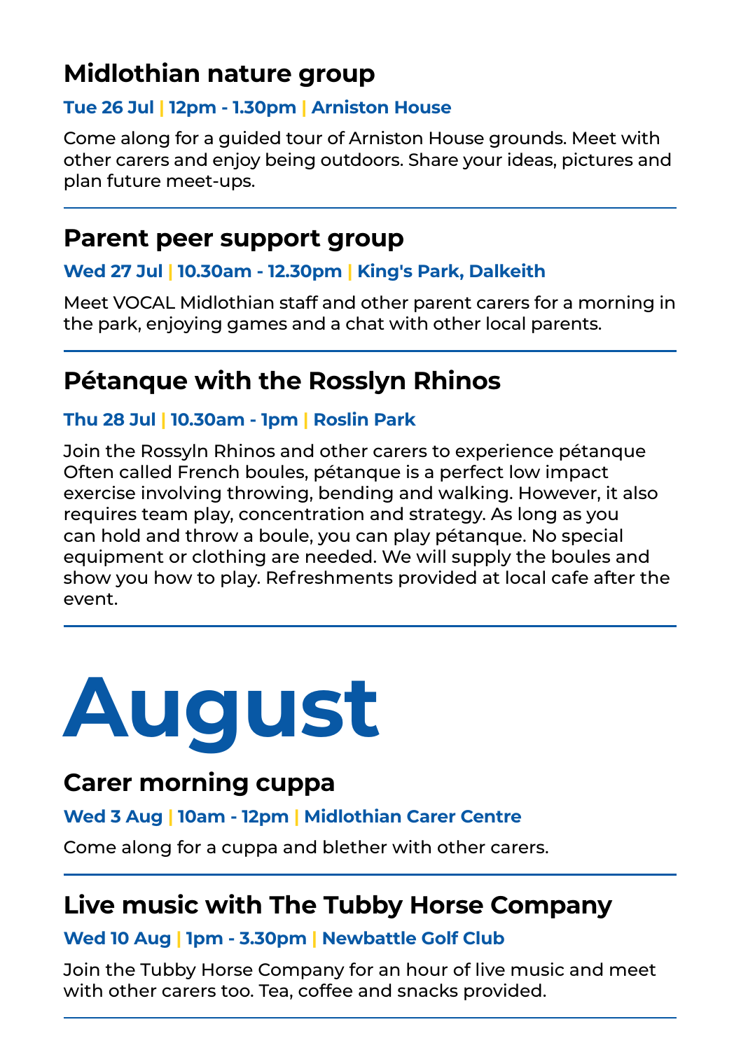## Midlothian nature group

**Tue 26 Jul | 12pm - 1.30pm | Arniston House**

Come along for a guided tour of Arniston House grounds. Meet with other carers and enjoy being outdoors. Share your ideas, pictures and plan future meet-ups.

---

## Parent peer support group

**Wed 27 Jul | 10.30am - 12.30pm | King's Park, Dalkeith**

Meet VOCAL Midlothian staff and other parent carers for a morning in the park, enjoying games and a chat with other local parents.

---

## Pétanque with the Rosslyn Rhinos

**Thu 28 Jul | 10.30am - 1pm | Roslin Park**

Join the Rossyln Rhinos and other carers to experience pétanque Often called French boules, pétanque is a perfect low impact exercise involving throwing, bending and walking. However, it also requires team play, concentration and strategy. As long as you can hold and throw a boule, you can play pétanque. No special equipment or clothing are needed. We will supply the boules and show you how to play. Refreshments provided at local cafe after the event.

---

# August

## Carer morning cuppa

**Wed 3 Aug | 10am - 12pm | Midlothian Carer Centre**

Come along for a cuppa and blether with other carers.

---

## Live music with The Tubby Horse Company

**Wed 10 Aug | 1pm - 3.30pm | Newbattle Golf Club**

Join the Tubby Horse Company for an hour of live music and meet with other carers too. Tea, coffee and snacks provided.

---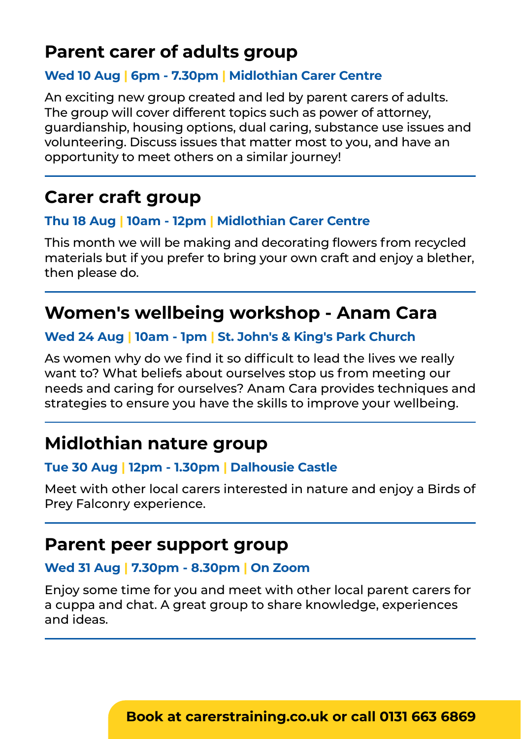## Parent carer of adults group

**Wed 10 Aug | 6pm - 7.30pm | Midlothian Carer Centre**

An exciting new group created and led by parent carers of adults. The group will cover different topics such as power of attorney, guardianship, housing options, dual caring, substance use issues and volunteering. Discuss issues that matter most to you, and have an opportunity to meet others on a similar journey!

## Carer craft group

**Thu 18 Aug | 10am - 12pm | Midlothian Carer Centre**

This month we will be making and decorating flowers from recycled materials but if you prefer to bring your own craft and enjoy a blether, then please do.

## Women's wellbeing workshop - Anam Cara

**Wed 24 Aug | 10am - 1pm | St. John's & King's Park Church**

As women why do we find it so difficult to lead the lives we really want to? What beliefs about ourselves stop us from meeting our needs and caring for ourselves? Anam Cara provides techniques and strategies to ensure you have the skills to improve your wellbeing.

## Midlothian nature group

**Tue 30 Aug | 12pm - 1.30pm | Dalhousie Castle**

Meet with other local carers interested in nature and enjoy a Birds of Prey Falconry experience.

## Parent peer support group

**Wed 31 Aug | 7.30pm - 8.30pm | On Zoom**

Enjoy some time for you and meet with other local parent carers for a cuppa and chat. A great group to share knowledge, experiences and ideas.

**Book at carerstraining.co.uk or call 0131 663 6869**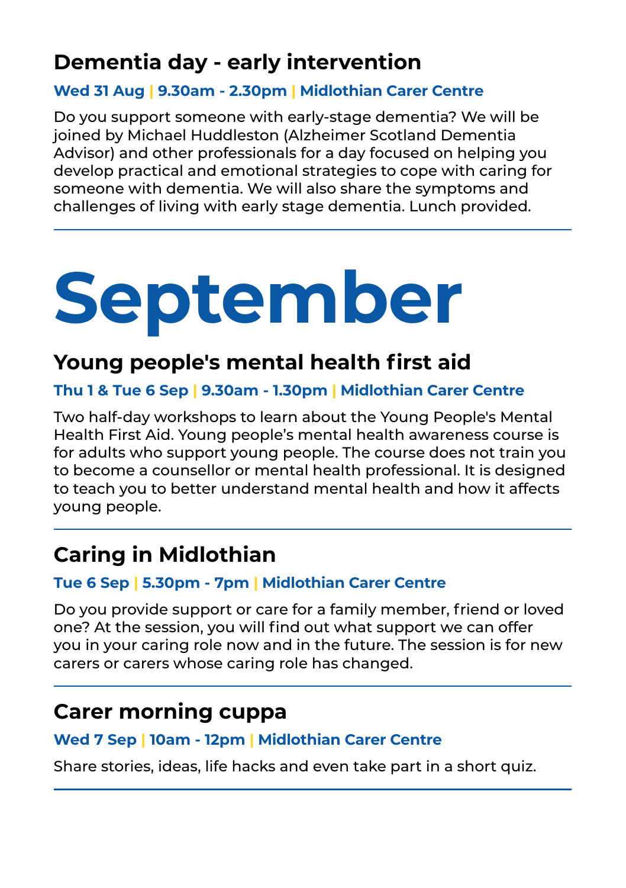## Dementia day - early intervention

**Wed 31 Aug | 9.30am - 2.30pm | Midlothian Carer Centre**

Do you support someone with early-stage dementia? We will be joined by Michael Huddleston (Alzheimer Scotland Dementia Advisor) and other professionals for a day focused on helping you develop practical and emotional strategies to cope with caring for someone with dementia. We will also share the symptoms and challenges of living with early stage dementia. Lunch provided.

---

# September

## Young people's mental health first aid

**Thu 1 & Tue 6 Sep | 9.30am - 1.30pm | Midlothian Carer Centre**

Two half-day workshops to learn about the Young People's Mental Health First Aid. Young people's mental health awareness course is for adults who support young people. The course does not train you to become a counsellor or mental health professional. It is designed to teach you to better understand mental health and how it affects young people.

---

## Caring in Midlothian

**Tue 6 Sep | 5.30pm - 7pm | Midlothian Carer Centre**

Do you provide support or care for a family member, friend or loved one? At the session, you will find out what support we can offer you in your caring role now and in the future. The session is for new carers or carers whose caring role has changed.

---

## Carer morning cuppa

**Wed 7 Sep | 10am - 12pm | Midlothian Carer Centre**

Share stories, ideas, life hacks and even take part in a short quiz.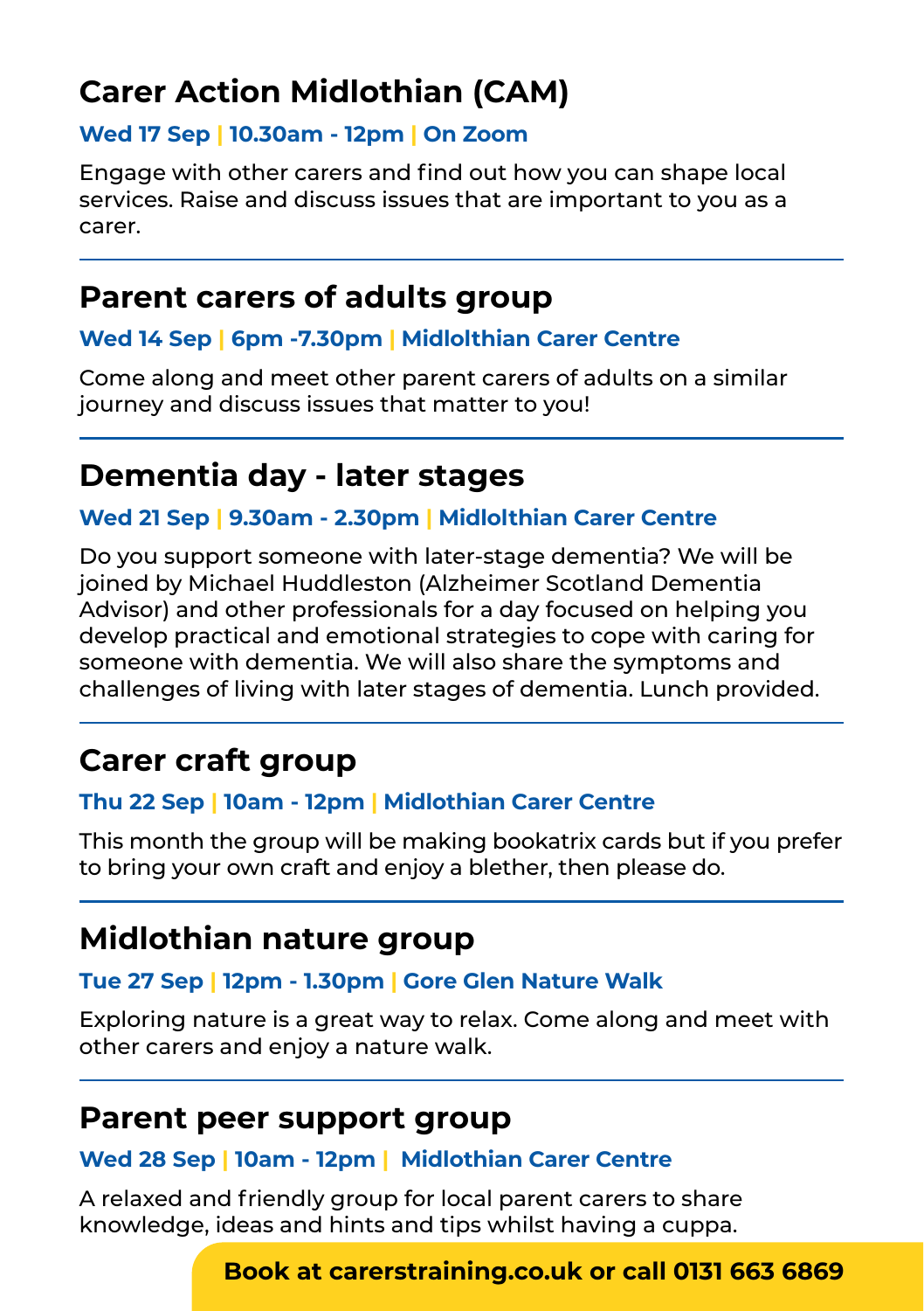## Carer Action Midlothian (CAM)

**Wed 17 Sep | 10.30am - 12pm | On Zoom**

Engage with other carers and find out how you can shape local services. Raise and discuss issues that are important to you as a carer.

---

## Parent carers of adults group

**Wed 14 Sep | 6pm -7.30pm | Midlolthian Carer Centre**

Come along and meet other parent carers of adults on a similar journey and discuss issues that matter to you!

---

## Dementia day - later stages

**Wed 21 Sep | 9.30am - 2.30pm | Midlolthian Carer Centre**

Do you support someone with later-stage dementia? We will be joined by Michael Huddleston (Alzheimer Scotland Dementia Advisor) and other professionals for a day focused on helping you develop practical and emotional strategies to cope with caring for someone with dementia. We will also share the symptoms and challenges of living with later stages of dementia. Lunch provided.

---

## Carer craft group

**Thu 22 Sep | 10am - 12pm | Midlothian Carer Centre**

This month the group will be making bookatrix cards but if you prefer to bring your own craft and enjoy a blether, then please do.

---

## Midlothian nature group

**Tue 27 Sep | 12pm - 1.30pm | Gore Glen Nature Walk**

Exploring nature is a great way to relax. Come along and meet with other carers and enjoy a nature walk.

---

## Parent peer support group

**Wed 28 Sep | 10am - 12pm | Midlothian Carer Centre**

A relaxed and friendly group for local parent carers to share knowledge, ideas and hints and tips whilst having a cuppa.

**Book at carerstraining.co.uk or call 0131 663 6869**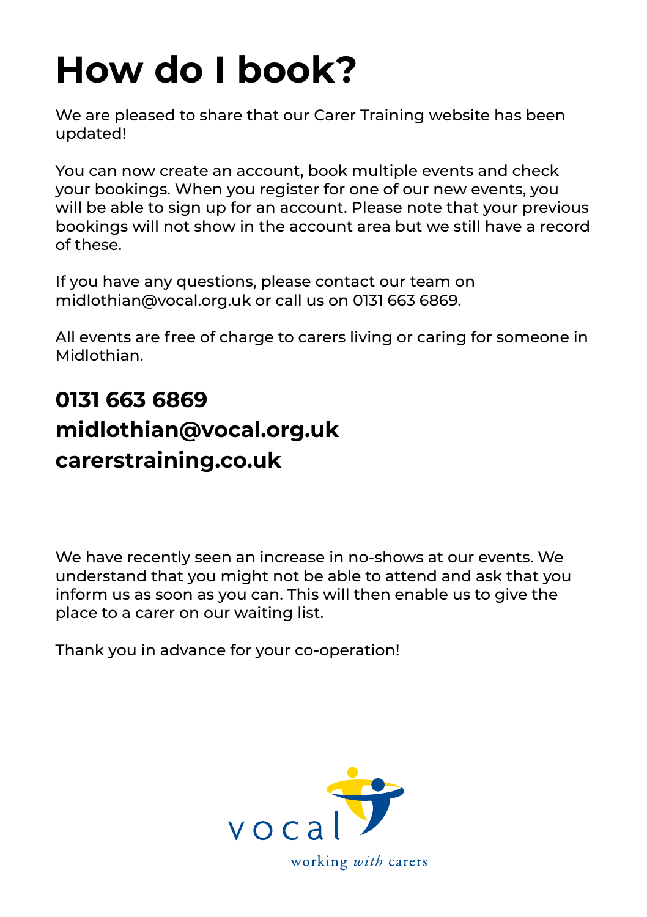# How do I book?

We are pleased to share that our Carer Training website has been updated!

You can now create an account, book multiple events and check your bookings. When you register for one of our new events, you will be able to sign up for an account. Please note that your previous bookings will not show in the account area but we still have a record of these.

If you have any questions, please contact our team on midlothian@vocal.org.uk or call us on 0131 663 6869.

All events are free of charge to carers living or caring for someone in Midlothian.

**0131 663 6869**
**midlothian@vocal.org.uk**
**carerstraining.co.uk**

We have recently seen an increase in no-shows at our events. We understand that you might not be able to attend and ask that you inform us as soon as you can. This will then enable us to give the place to a carer on our waiting list.

Thank you in advance for your co-operation!

vocal
working *with* carers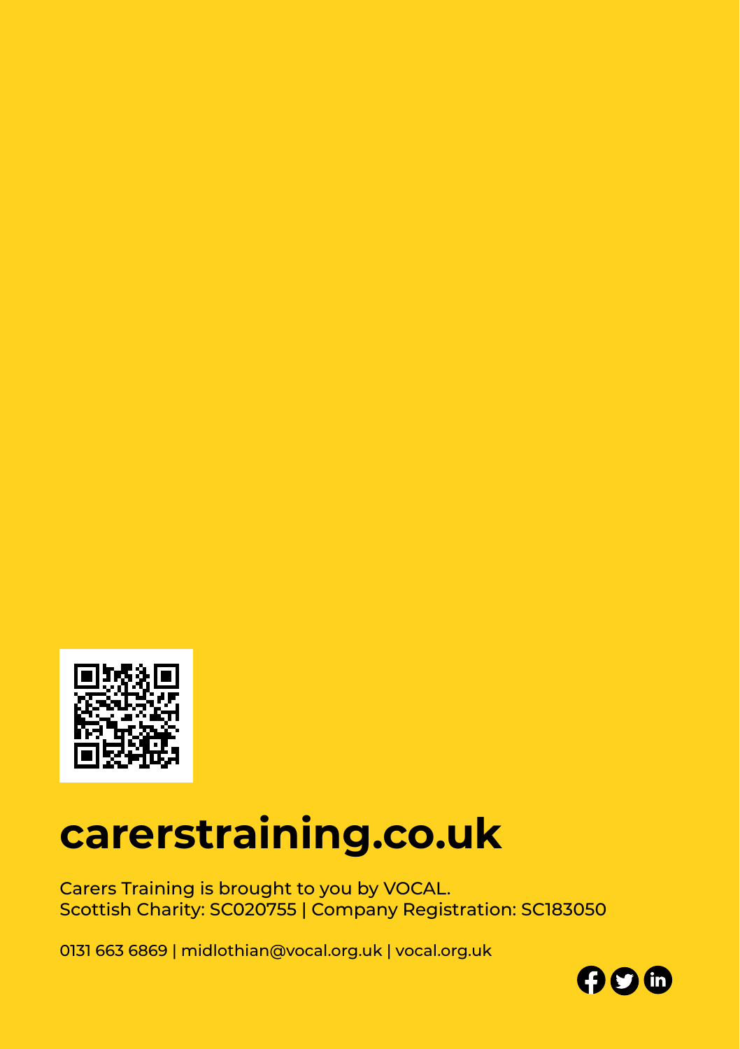# carerstraining.co.uk

Carers Training is brought to you by VOCAL.
Scottish Charity: SC020755 | Company Registration: SC183050

0131 663 6869 | midlothian@vocal.org.uk | vocal.org.uk